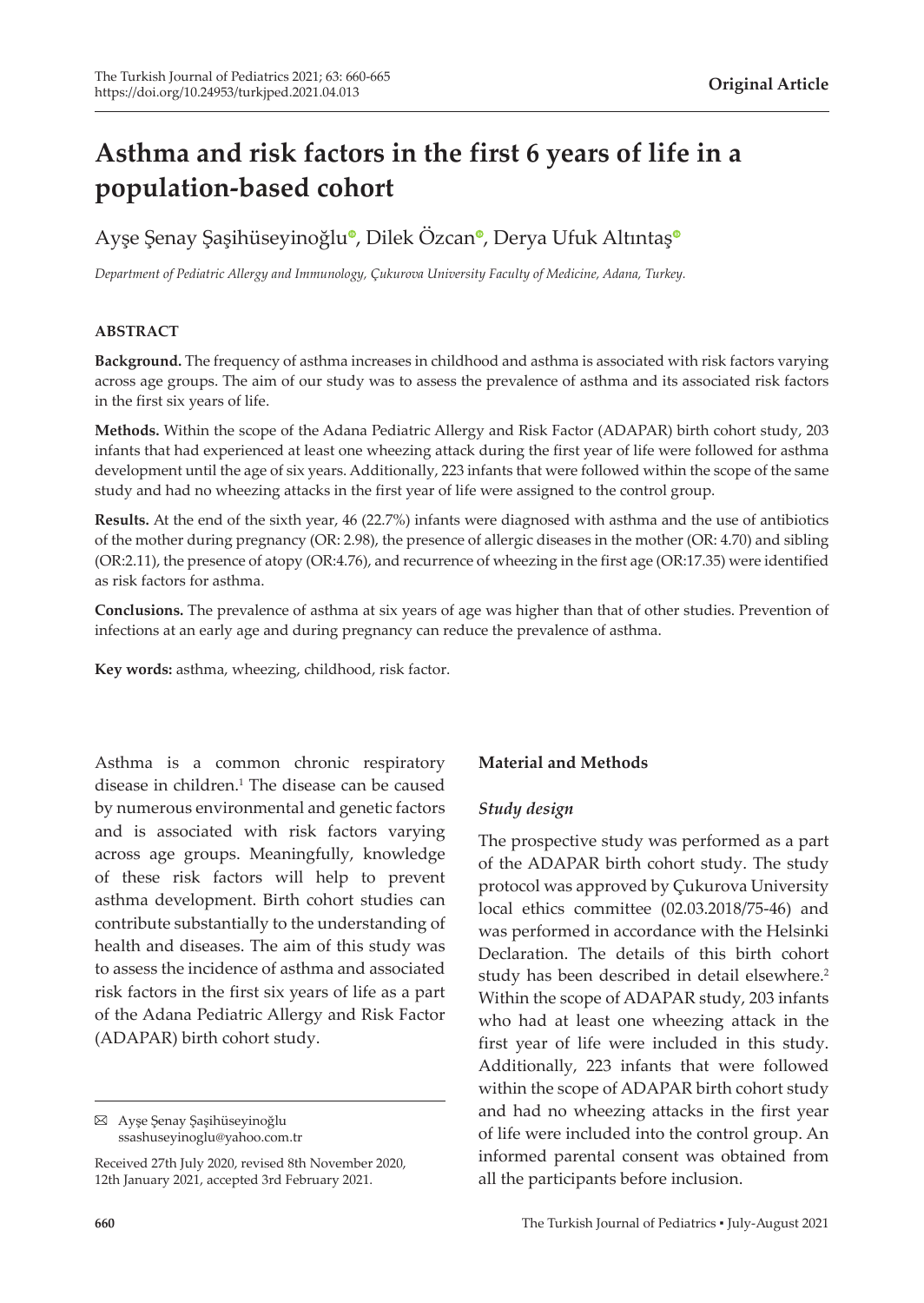**Original Article**

# Asthma and risk factors in the first 6 years of life in a population-based cohort

Ayşe Şenay Şaşihüseyinoğlu, Dilek Özcan, Derya Ufuk Altıntaş

*Department of Pediatric Allergy and Immunology, Çukurova University Faculty of Medicine, Adana, Turkey.*

## ABSTRACT

**Background.** The frequency of asthma increases in childhood and asthma is associated with risk factors varying across age groups. The aim of our study was to assess the prevalence of asthma and its associated risk factors in the first six years of life.

**Methods.** Within the scope of the Adana Pediatric Allergy and Risk Factor (ADAPAR) birth cohort study, 203 infants that had experienced at least one wheezing attack during the first year of life were followed for asthma development until the age of six years. Additionally, 223 infants that were followed within the scope of the same study and had no wheezing attacks in the first year of life were assigned to the control group.

**Results.** At the end of the sixth year, 46 (22.7%) infants were diagnosed with asthma and the use of antibiotics of the mother during pregnancy (OR: 2.98), the presence of allergic diseases in the mother (OR: 4.70) and sibling (OR:2.11), the presence of atopy (OR:4.76), and recurrence of wheezing in the first age (OR:17.35) were identified as risk factors for asthma.

**Conclusions.** The prevalence of asthma at six years of age was higher than that of other studies. Prevention of infections at an early age and during pregnancy can reduce the prevalence of asthma.

**Key words:** asthma, wheezing, childhood, risk factor.

Asthma is a common chronic respiratory disease in children.[1] The disease can be caused by numerous environmental and genetic factors and is associated with risk factors varying across age groups. Meaningfully, knowledge of these risk factors will help to prevent asthma development. Birth cohort studies can contribute substantially to the understanding of health and diseases. The aim of this study was to assess the incidence of asthma and associated risk factors in the first six years of life as a part of the Adana Pediatric Allergy and Risk Factor (ADAPAR) birth cohort study.

✉ Ayşe Şenay Şaşihüseyinoğlu
ssashuseyinoglu@yahoo.com.tr

Received 27th July 2020, revised 8th November 2020, 12th January 2021, accepted 3rd February 2021.

## Material and Methods

### *Study design*

The prospective study was performed as a part of the ADAPAR birth cohort study. The study protocol was approved by Çukurova University local ethics committee (02.03.2018/75-46) and was performed in accordance with the Helsinki Declaration. The details of this birth cohort study has been described in detail elsewhere.[2] Within the scope of ADAPAR study, 203 infants who had at least one wheezing attack in the first year of life were included in this study. Additionally, 223 infants that were followed within the scope of ADAPAR birth cohort study and had no wheezing attacks in the first year of life were included into the control group. An informed parental consent was obtained from all the participants before inclusion.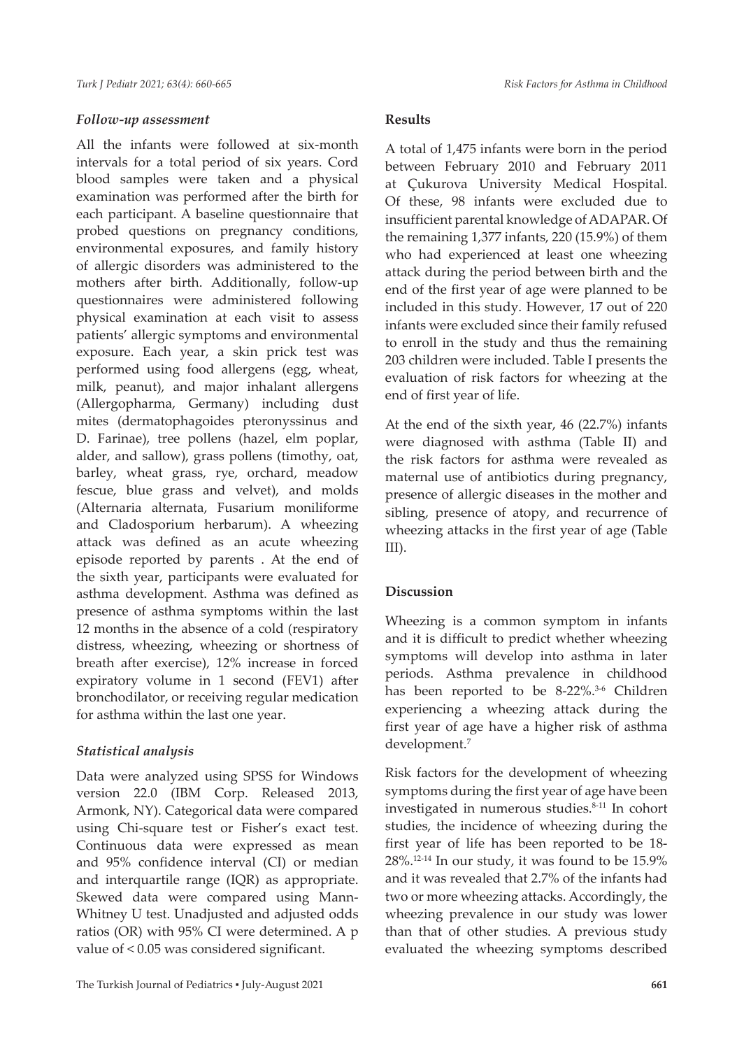### *Follow-up assessment*

All the infants were followed at six-month intervals for a total period of six years. Cord blood samples were taken and a physical examination was performed after the birth for each participant. A baseline questionnaire that probed questions on pregnancy conditions, environmental exposures, and family history of allergic disorders was administered to the mothers after birth. Additionally, follow-up questionnaires were administered following physical examination at each visit to assess patients' allergic symptoms and environmental exposure. Each year, a skin prick test was performed using food allergens (egg, wheat, milk, peanut), and major inhalant allergens (Allergopharma, Germany) including dust mites (dermatophagoides pteronyssinus and D. Farinae), tree pollens (hazel, elm poplar, alder, and sallow), grass pollens (timothy, oat, barley, wheat grass, rye, orchard, meadow fescue, blue grass and velvet), and molds (Alternaria alternata, Fusarium moniliforme and Cladosporium herbarum). A wheezing attack was defined as an acute wheezing episode reported by parents . At the end of the sixth year, participants were evaluated for asthma development. Asthma was defined as presence of asthma symptoms within the last 12 months in the absence of a cold (respiratory distress, wheezing, wheezing or shortness of breath after exercise), 12% increase in forced expiratory volume in 1 second (FEV1) after bronchodilator, or receiving regular medication for asthma within the last one year.

### *Statistical analysis*

Data were analyzed using SPSS for Windows version 22.0 (IBM Corp. Released 2013, Armonk, NY). Categorical data were compared using Chi-square test or Fisher's exact test. Continuous data were expressed as mean and 95% confidence interval (CI) or median and interquartile range (IQR) as appropriate. Skewed data were compared using Mann-Whitney U test. Unadjusted and adjusted odds ratios (OR) with 95% CI were determined. A p value of < 0.05 was considered significant.

## Results

A total of 1,475 infants were born in the period between February 2010 and February 2011 at Çukurova University Medical Hospital. Of these, 98 infants were excluded due to insufficient parental knowledge of ADAPAR. Of the remaining 1,377 infants, 220 (15.9%) of them who had experienced at least one wheezing attack during the period between birth and the end of the first year of age were planned to be included in this study. However, 17 out of 220 infants were excluded since their family refused to enroll in the study and thus the remaining 203 children were included. Table I presents the evaluation of risk factors for wheezing at the end of first year of life.

At the end of the sixth year, 46 (22.7%) infants were diagnosed with asthma (Table II) and the risk factors for asthma were revealed as maternal use of antibiotics during pregnancy, presence of allergic diseases in the mother and sibling, presence of atopy, and recurrence of wheezing attacks in the first year of age (Table III).

## Discussion

Wheezing is a common symptom in infants and it is difficult to predict whether wheezing symptoms will develop into asthma in later periods. Asthma prevalence in childhood has been reported to be 8-22%.[3-6] Children experiencing a wheezing attack during the first year of age have a higher risk of asthma development.[7]

Risk factors for the development of wheezing symptoms during the first year of age have been investigated in numerous studies.[8-11] In cohort studies, the incidence of wheezing during the first year of life has been reported to be 18-28%.[12-14] In our study, it was found to be 15.9% and it was revealed that 2.7% of the infants had two or more wheezing attacks. Accordingly, the wheezing prevalence in our study was lower than that of other studies. A previous study evaluated the wheezing symptoms described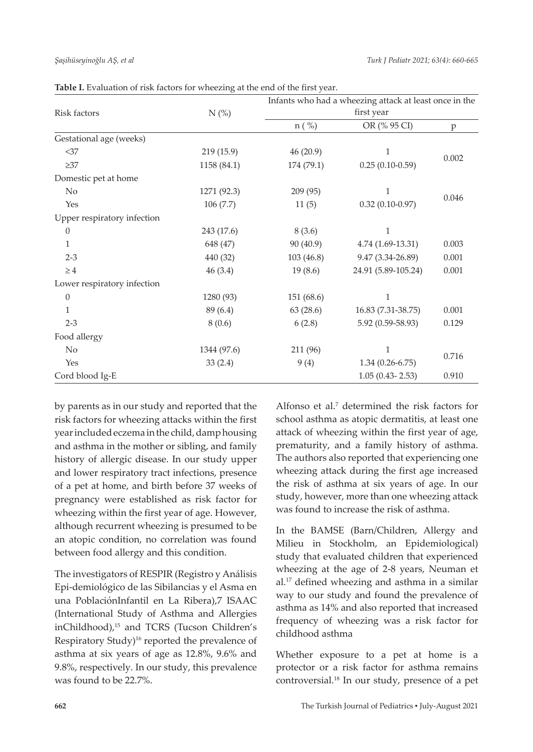**Table I.** Evaluation of risk factors for wheezing at the end of the first year.

| Risk factors | N (%) | Infants who had a wheezing attack at least once in the first year | | |
|---|---|---|---|---|
| | | n ( %) | OR (% 95 CI) | p |
| Gestational age (weeks) | | | | |
| <37 | 219 (15.9) | 46 (20.9) | 1 | 0.002 |
| ≥37 | 1158 (84.1) | 174 (79.1) | 0.25 (0.10-0.59) | |
| Domestic pet at home | | | | |
| No | 1271 (92.3) | 209 (95) | 1 | 0.046 |
| Yes | 106 (7.7) | 11 (5) | 0.32 (0.10-0.97) | |
| Upper respiratory infection | | | | |
| 0 | 243 (17.6) | 8 (3.6) | 1 | |
| 1 | 648 (47) | 90 (40.9) | 4.74 (1.69-13.31) | 0.003 |
| 2-3 | 440 (32) | 103 (46.8) | 9.47 (3.34-26.89) | 0.001 |
| ≥ 4 | 46 (3.4) | 19 (8.6) | 24.91 (5.89-105.24) | 0.001 |
| Lower respiratory infection | | | | |
| 0 | 1280 (93) | 151 (68.6) | 1 | |
| 1 | 89 (6.4) | 63 (28.6) | 16.83 (7.31-38.75) | 0.001 |
| 2-3 | 8 (0.6) | 6 (2.8) | 5.92 (0.59-58.93) | 0.129 |
| Food allergy | | | | |
| No | 1344 (97.6) | 211 (96) | 1 | 0.716 |
| Yes | 33 (2.4) | 9 (4) | 1.34 (0.26-6.75) | |
| Cord blood Ig-E | | | 1.05 (0.43- 2.53) | 0.910 |

by parents as in our study and reported that the risk factors for wheezing attacks within the first year included eczema in the child, damp housing and asthma in the mother or sibling, and family history of allergic disease. In our study upper and lower respiratory tract infections, presence of a pet at home, and birth before 37 weeks of pregnancy were established as risk factor for wheezing within the first year of age. However, although recurrent wheezing is presumed to be an atopic condition, no correlation was found between food allergy and this condition.

The investigators of RESPIR (Registro y Análisis Epi-demiológico de las Sibilancias y el Asma en una PoblaciónInfantil en La Ribera),7 ISAAC (International Study of Asthma and Allergies inChildhood),[15] and TCRS (Tucson Children's Respiratory Study)[16] reported the prevalence of asthma at six years of age as 12.8%, 9.6% and 9.8%, respectively. In our study, this prevalence was found to be 22.7%.

Alfonso et al.[7] determined the risk factors for school asthma as atopic dermatitis, at least one attack of wheezing within the first year of age, prematurity, and a family history of asthma. The authors also reported that experiencing one wheezing attack during the first age increased the risk of asthma at six years of age. In our study, however, more than one wheezing attack was found to increase the risk of asthma.

In the BAMSE (Barn/Children, Allergy and Milieu in Stockholm, an Epidemiological) study that evaluated children that experienced wheezing at the age of 2-8 years, Neuman et al.[17] defined wheezing and asthma in a similar way to our study and found the prevalence of asthma as 14% and also reported that increased frequency of wheezing was a risk factor for childhood asthma

Whether exposure to a pet at home is a protector or a risk factor for asthma remains controversial.[18] In our study, presence of a pet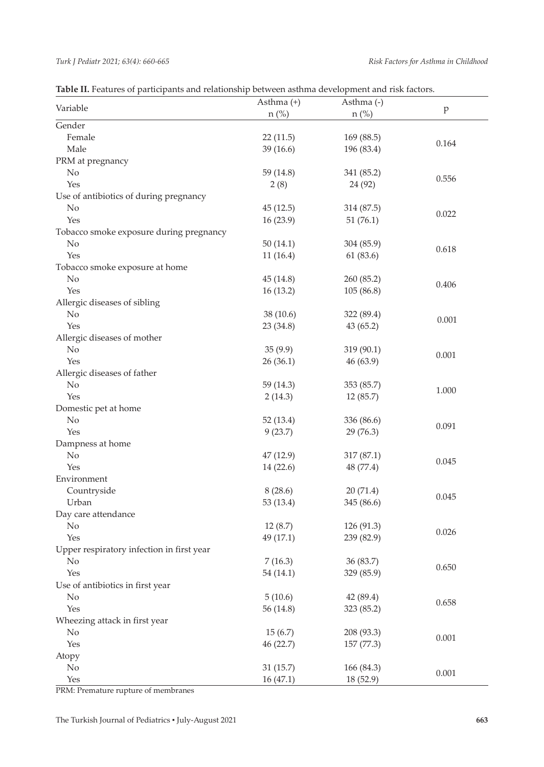**Table II.** Features of participants and relationship between asthma development and risk factors.

| Variable | Asthma (+) n (%) | Asthma (-) n (%) | p |
|---|---|---|---|
| Gender | | | |
| Female | 22 (11.5) | 169 (88.5) | 0.164 |
| Male | 39 (16.6) | 196 (83.4) | |
| PRM at pregnancy | | | |
| No | 59 (14.8) | 341 (85.2) | 0.556 |
| Yes | 2 (8) | 24 (92) | |
| Use of antibiotics of during pregnancy | | | |
| No | 45 (12.5) | 314 (87.5) | 0.022 |
| Yes | 16 (23.9) | 51 (76.1) | |
| Tobacco smoke exposure during pregnancy | | | |
| No | 50 (14.1) | 304 (85.9) | 0.618 |
| Yes | 11 (16.4) | 61 (83.6) | |
| Tobacco smoke exposure at home | | | |
| No | 45 (14.8) | 260 (85.2) | 0.406 |
| Yes | 16 (13.2) | 105 (86.8) | |
| Allergic diseases of sibling | | | |
| No | 38 (10.6) | 322 (89.4) | 0.001 |
| Yes | 23 (34.8) | 43 (65.2) | |
| Allergic diseases of mother | | | |
| No | 35 (9.9) | 319 (90.1) | 0.001 |
| Yes | 26 (36.1) | 46 (63.9) | |
| Allergic diseases of father | | | |
| No | 59 (14.3) | 353 (85.7) | 1.000 |
| Yes | 2 (14.3) | 12 (85.7) | |
| Domestic pet at home | | | |
| No | 52 (13.4) | 336 (86.6) | 0.091 |
| Yes | 9 (23.7) | 29 (76.3) | |
| Dampness at home | | | |
| No | 47 (12.9) | 317 (87.1) | 0.045 |
| Yes | 14 (22.6) | 48 (77.4) | |
| Environment | | | |
| Countryside | 8 (28.6) | 20 (71.4) | 0.045 |
| Urban | 53 (13.4) | 345 (86.6) | |
| Day care attendance | | | |
| No | 12 (8.7) | 126 (91.3) | 0.026 |
| Yes | 49 (17.1) | 239 (82.9) | |
| Upper respiratory infection in first year | | | |
| No | 7 (16.3) | 36 (83.7) | 0.650 |
| Yes | 54 (14.1) | 329 (85.9) | |
| Use of antibiotics in first year | | | |
| No | 5 (10.6) | 42 (89.4) | 0.658 |
| Yes | 56 (14.8) | 323 (85.2) | |
| Wheezing attack in first year | | | |
| No | 15 (6.7) | 208 (93.3) | 0.001 |
| Yes | 46 (22.7) | 157 (77.3) | |
| Atopy | | | |
| No | 31 (15.7) | 166 (84.3) | 0.001 |
| Yes | 16 (47.1) | 18 (52.9) | |

PRM: Premature rupture of membranes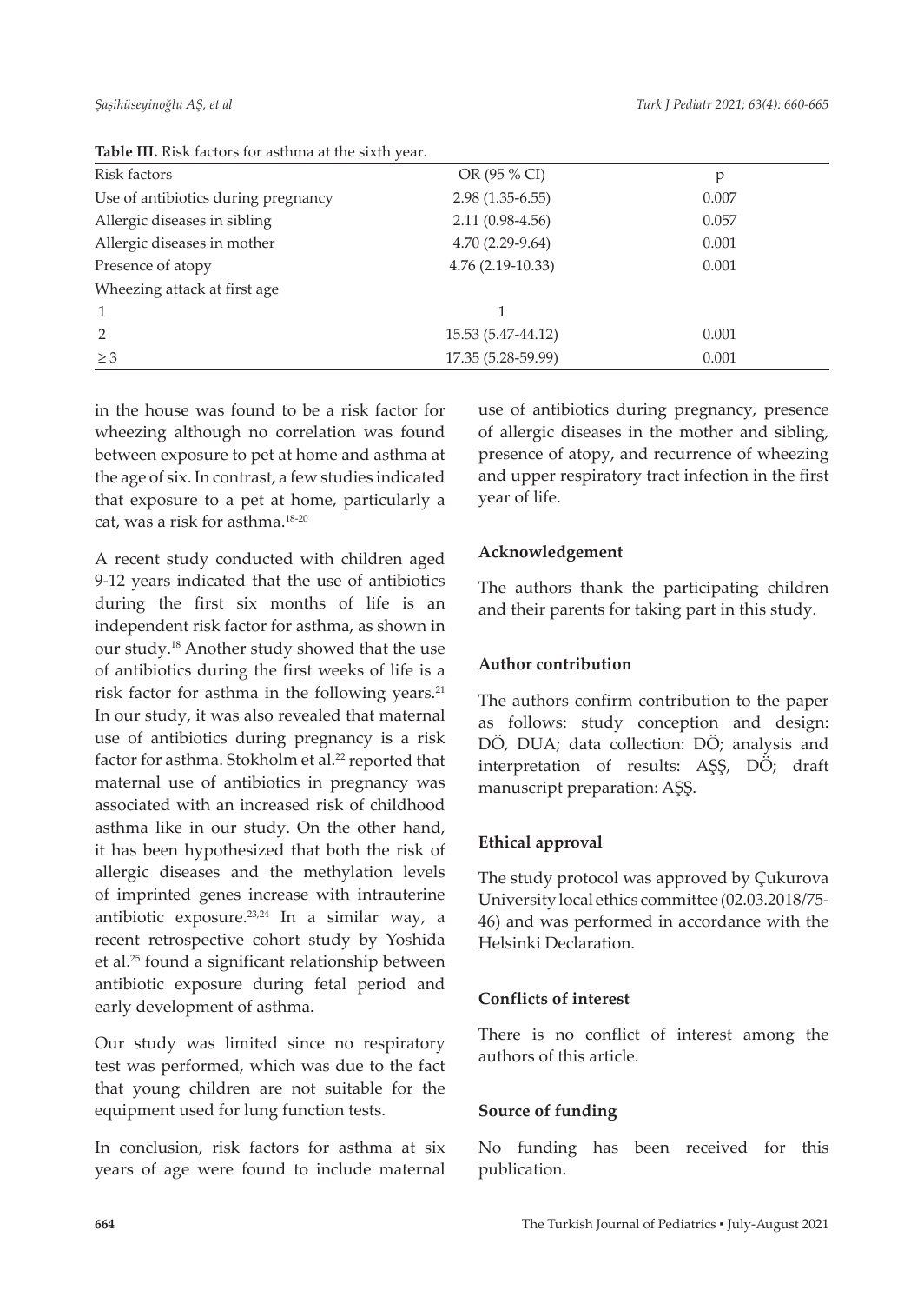**Table III.** Risk factors for asthma at the sixth year.

| Risk factors | OR (95 % CI) | p |
|---|---|---|
| Use of antibiotics during pregnancy | 2.98 (1.35-6.55) | 0.007 |
| Allergic diseases in sibling | 2.11 (0.98-4.56) | 0.057 |
| Allergic diseases in mother | 4.70 (2.29-9.64) | 0.001 |
| Presence of atopy | 4.76 (2.19-10.33) | 0.001 |
| Wheezing attack at first age | | |
| 1 | 1 | |
| 2 | 15.53 (5.47-44.12) | 0.001 |
| ≥ 3 | 17.35 (5.28-59.99) | 0.001 |

in the house was found to be a risk factor for wheezing although no correlation was found between exposure to pet at home and asthma at the age of six. In contrast, a few studies indicated that exposure to a pet at home, particularly a cat, was a risk for asthma.[18-20]

A recent study conducted with children aged 9-12 years indicated that the use of antibiotics during the first six months of life is an independent risk factor for asthma, as shown in our study.[18] Another study showed that the use of antibiotics during the first weeks of life is a risk factor for asthma in the following years.[21] In our study, it was also revealed that maternal use of antibiotics during pregnancy is a risk factor for asthma. Stokholm et al.[22] reported that maternal use of antibiotics in pregnancy was associated with an increased risk of childhood asthma like in our study. On the other hand, it has been hypothesized that both the risk of allergic diseases and the methylation levels of imprinted genes increase with intrauterine antibiotic exposure.[23,24] In a similar way, a recent retrospective cohort study by Yoshida et al.[25] found a significant relationship between antibiotic exposure during fetal period and early development of asthma.

Our study was limited since no respiratory test was performed, which was due to the fact that young children are not suitable for the equipment used for lung function tests.

In conclusion, risk factors for asthma at six years of age were found to include maternal use of antibiotics during pregnancy, presence of allergic diseases in the mother and sibling, presence of atopy, and recurrence of wheezing and upper respiratory tract infection in the first year of life.

### Acknowledgement

The authors thank the participating children and their parents for taking part in this study.

### Author contribution

The authors confirm contribution to the paper as follows: study conception and design: DÖ, DUA; data collection: DÖ; analysis and interpretation of results: AŞŞ, DÖ; draft manuscript preparation: AŞŞ.

### Ethical approval

The study protocol was approved by Çukurova University local ethics committee (02.03.2018/75-46) and was performed in accordance with the Helsinki Declaration.

### Conflicts of interest

There is no conflict of interest among the authors of this article.

### Source of funding

No funding has been received for this publication.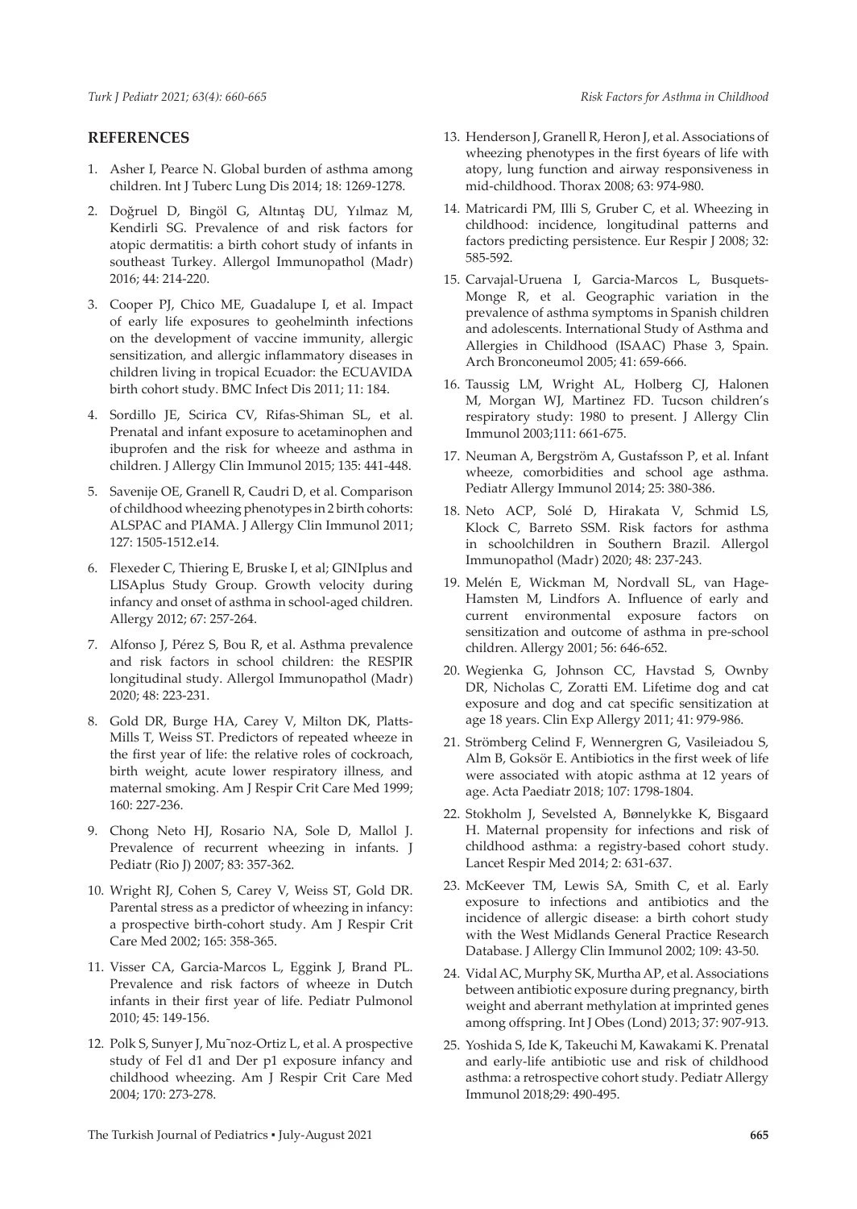## REFERENCES

1. Asher I, Pearce N. Global burden of asthma among children. Int J Tuberc Lung Dis 2014; 18: 1269-1278.
2. Doğruel D, Bingöl G, Altıntaş DU, Yılmaz M, Kendirli SG. Prevalence of and risk factors for atopic dermatitis: a birth cohort study of infants in southeast Turkey. Allergol Immunopathol (Madr) 2016; 44: 214-220.
3. Cooper PJ, Chico ME, Guadalupe I, et al. Impact of early life exposures to geohelminth infections on the development of vaccine immunity, allergic sensitization, and allergic inflammatory diseases in children living in tropical Ecuador: the ECUAVIDA birth cohort study. BMC Infect Dis 2011; 11: 184.
4. Sordillo JE, Scirica CV, Rifas-Shiman SL, et al. Prenatal and infant exposure to acetaminophen and ibuprofen and the risk for wheeze and asthma in children. J Allergy Clin Immunol 2015; 135: 441-448.
5. Savenije OE, Granell R, Caudri D, et al. Comparison of childhood wheezing phenotypes in 2 birth cohorts: ALSPAC and PIAMA. J Allergy Clin Immunol 2011; 127: 1505-1512.e14.
6. Flexeder C, Thiering E, Bruske I, et al; GINIplus and LISAplus Study Group. Growth velocity during infancy and onset of asthma in school-aged children. Allergy 2012; 67: 257-264.
7. Alfonso J, Pérez S, Bou R, et al. Asthma prevalence and risk factors in school children: the RESPIR longitudinal study. Allergol Immunopathol (Madr) 2020; 48: 223-231.
8. Gold DR, Burge HA, Carey V, Milton DK, Platts-Mills T, Weiss ST. Predictors of repeated wheeze in the first year of life: the relative roles of cockroach, birth weight, acute lower respiratory illness, and maternal smoking. Am J Respir Crit Care Med 1999; 160: 227-236.
9. Chong Neto HJ, Rosario NA, Sole D, Mallol J. Prevalence of recurrent wheezing in infants. J Pediatr (Rio J) 2007; 83: 357-362.
10. Wright RJ, Cohen S, Carey V, Weiss ST, Gold DR. Parental stress as a predictor of wheezing in infancy: a prospective birth-cohort study. Am J Respir Crit Care Med 2002; 165: 358-365.
11. Visser CA, Garcia-Marcos L, Eggink J, Brand PL. Prevalence and risk factors of wheeze in Dutch infants in their first year of life. Pediatr Pulmonol 2010; 45: 149-156.
12. Polk S, Sunyer J, Mu˜noz-Ortiz L, et al. A prospective study of Fel d1 and Der p1 exposure infancy and childhood wheezing. Am J Respir Crit Care Med 2004; 170: 273-278.
13. Henderson J, Granell R, Heron J, et al. Associations of wheezing phenotypes in the first 6years of life with atopy, lung function and airway responsiveness in mid-childhood. Thorax 2008; 63: 974-980.
14. Matricardi PM, Illi S, Gruber C, et al. Wheezing in childhood: incidence, longitudinal patterns and factors predicting persistence. Eur Respir J 2008; 32: 585-592.
15. Carvajal-Uruena I, Garcia-Marcos L, Busquets-Monge R, et al. Geographic variation in the prevalence of asthma symptoms in Spanish children and adolescents. International Study of Asthma and Allergies in Childhood (ISAAC) Phase 3, Spain. Arch Bronconeumol 2005; 41: 659-666.
16. Taussig LM, Wright AL, Holberg CJ, Halonen M, Morgan WJ, Martinez FD. Tucson children's respiratory study: 1980 to present. J Allergy Clin Immunol 2003;111: 661-675.
17. Neuman A, Bergström A, Gustafsson P, et al. Infant wheeze, comorbidities and school age asthma. Pediatr Allergy Immunol 2014; 25: 380-386.
18. Neto ACP, Solé D, Hirakata V, Schmid LS, Klock C, Barreto SSM. Risk factors for asthma in schoolchildren in Southern Brazil. Allergol Immunopathol (Madr) 2020; 48: 237-243.
19. Melén E, Wickman M, Nordvall SL, van Hage-Hamsten M, Lindfors A. Influence of early and current environmental exposure factors on sensitization and outcome of asthma in pre-school children. Allergy 2001; 56: 646-652.
20. Wegienka G, Johnson CC, Havstad S, Ownby DR, Nicholas C, Zoratti EM. Lifetime dog and cat exposure and dog and cat specific sensitization at age 18 years. Clin Exp Allergy 2011; 41: 979-986.
21. Strömberg Celind F, Wennergren G, Vasileiadou S, Alm B, Goksör E. Antibiotics in the first week of life were associated with atopic asthma at 12 years of age. Acta Paediatr 2018; 107: 1798-1804.
22. Stokholm J, Sevelsted A, Bønnelykke K, Bisgaard H. Maternal propensity for infections and risk of childhood asthma: a registry-based cohort study. Lancet Respir Med 2014; 2: 631-637.
23. McKeever TM, Lewis SA, Smith C, et al. Early exposure to infections and antibiotics and the incidence of allergic disease: a birth cohort study with the West Midlands General Practice Research Database. J Allergy Clin Immunol 2002; 109: 43-50.
24. Vidal AC, Murphy SK, Murtha AP, et al. Associations between antibiotic exposure during pregnancy, birth weight and aberrant methylation at imprinted genes among offspring. Int J Obes (Lond) 2013; 37: 907-913.
25. Yoshida S, Ide K, Takeuchi M, Kawakami K. Prenatal and early-life antibiotic use and risk of childhood asthma: a retrospective cohort study. Pediatr Allergy Immunol 2018;29: 490-495.